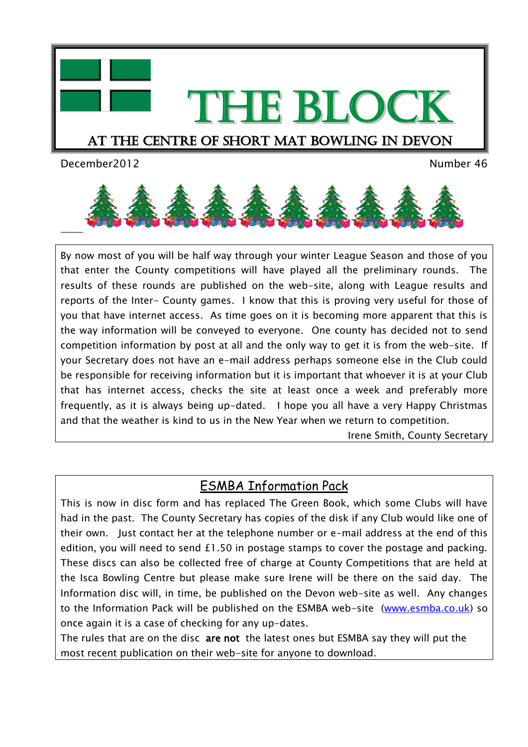# THE BLOCK

## AT THE CENTRE OF SHORT MAT BOWLING IN DEVON

December2012

Number 46

By now most of you will be half way through your winter League Season and those of you that enter the County competitions will have played all the preliminary rounds. The results of these rounds are published on the web-site, along with League results and reports of the Inter- County games. I know that this is proving very useful for those of you that have internet access. As time goes on it is becoming more apparent that this is the way information will be conveyed to everyone. One county has decided not to send competition information by post at all and the only way to get it is from the web-site. If your Secretary does not have an e-mail address perhaps someone else in the Club could be responsible for receiving information but it is important that whoever it is at your Club that has internet access, checks the site at least once a week and preferably more frequently, as it is always being up-dated. I hope you all have a very Happy Christmas and that the weather is kind to us in the New Year when we return to competition.

Irene Smith, County Secretary

## ESMBA Information Pack

This is now in disc form and has replaced The Green Book, which some Clubs will have had in the past. The County Secretary has copies of the disk if any Club would like one of their own. Just contact her at the telephone number or e-mail address at the end of this edition, you will need to send £1.50 in postage stamps to cover the postage and packing. These discs can also be collected free of charge at County Competitions that are held at the Isca Bowling Centre but please make sure Irene will be there on the said day. The Information disc will, in time, be published on the Devon web-site as well. Any changes to the Information Pack will be published on the ESMBA web-site (www.esmba.co.uk) so once again it is a case of checking for any up-dates.

The rules that are on the disc **are not** the latest ones but ESMBA say they will put the most recent publication on their web-site for anyone to download.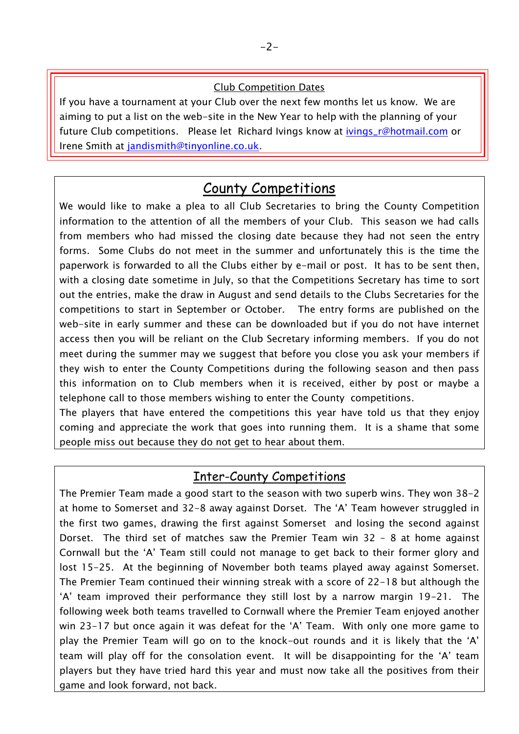## Club Competition Dates

If you have a tournament at your Club over the next few months let us know. We are aiming to put a list on the web-site in the New Year to help with the planning of your future Club competitions. Please let Richard Ivings know at ivings_r@hotmail.com or Irene Smith at jandismith@tinyonline.co.uk.

## County Competitions

We would like to make a plea to all Club Secretaries to bring the County Competition information to the attention of all the members of your Club. This season we had calls from members who had missed the closing date because they had not seen the entry forms. Some Clubs do not meet in the summer and unfortunately this is the time the paperwork is forwarded to all the Clubs either by e-mail or post. It has to be sent then, with a closing date sometime in July, so that the Competitions Secretary has time to sort out the entries, make the draw in August and send details to the Clubs Secretaries for the competitions to start in September or October. The entry forms are published on the web-site in early summer and these can be downloaded but if you do not have internet access then you will be reliant on the Club Secretary informing members. If you do not meet during the summer may we suggest that before you close you ask your members if they wish to enter the County Competitions during the following season and then pass this information on to Club members when it is received, either by post or maybe a telephone call to those members wishing to enter the County competitions.

The players that have entered the competitions this year have told us that they enjoy coming and appreciate the work that goes into running them. It is a shame that some people miss out because they do not get to hear about them.

## Inter-County Competitions

The Premier Team made a good start to the season with two superb wins. They won 38-2 at home to Somerset and 32-8 away against Dorset. The ‘A’ Team however struggled in the first two games, drawing the first against Somerset and losing the second against Dorset. The third set of matches saw the Premier Team win 32 - 8 at home against Cornwall but the ‘A’ Team still could not manage to get back to their former glory and lost 15-25. At the beginning of November both teams played away against Somerset. The Premier Team continued their winning streak with a score of 22-18 but although the ‘A’ team improved their performance they still lost by a narrow margin 19-21. The following week both teams travelled to Cornwall where the Premier Team enjoyed another win 23-17 but once again it was defeat for the ‘A’ Team. With only one more game to play the Premier Team will go on to the knock-out rounds and it is likely that the ‘A’ team will play off for the consolation event. It will be disappointing for the ‘A’ team players but they have tried hard this year and must now take all the positives from their game and look forward, not back.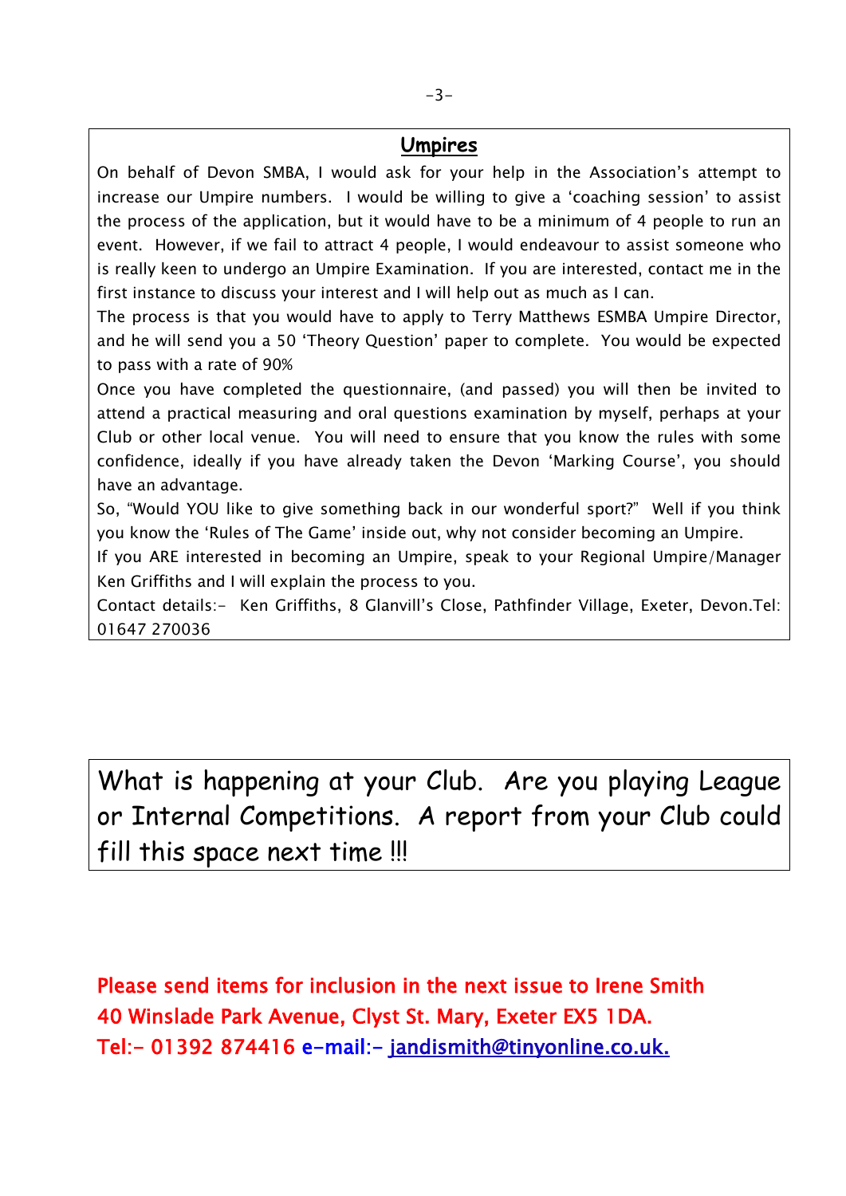## Umpires

On behalf of Devon SMBA, I would ask for your help in the Association's attempt to increase our Umpire numbers. I would be willing to give a 'coaching session' to assist the process of the application, but it would have to be a minimum of 4 people to run an event. However, if we fail to attract 4 people, I would endeavour to assist someone who is really keen to undergo an Umpire Examination. If you are interested, contact me in the first instance to discuss your interest and I will help out as much as I can.

The process is that you would have to apply to Terry Matthews ESMBA Umpire Director, and he will send you a 50 'Theory Question' paper to complete. You would be expected to pass with a rate of 90%

Once you have completed the questionnaire, (and passed) you will then be invited to attend a practical measuring and oral questions examination by myself, perhaps at your Club or other local venue. You will need to ensure that you know the rules with some confidence, ideally if you have already taken the Devon 'Marking Course', you should have an advantage.

So, "Would YOU like to give something back in our wonderful sport?" Well if you think you know the 'Rules of The Game' inside out, why not consider becoming an Umpire.

If you ARE interested in becoming an Umpire, speak to your Regional Umpire/Manager Ken Griffiths and I will explain the process to you.

Contact details:- Ken Griffiths, 8 Glanvill's Close, Pathfinder Village, Exeter, Devon.Tel: 01647 270036

What is happening at your Club. Are you playing League or Internal Competitions. A report from your Club could fill this space next time !!!

**Please send items for inclusion in the next issue to Irene Smith**
**40 Winslade Park Avenue, Clyst St. Mary, Exeter EX5 1DA.**
**Tel:- 01392 874416 e-mail:- jandismith@tinyonline.co.uk.**